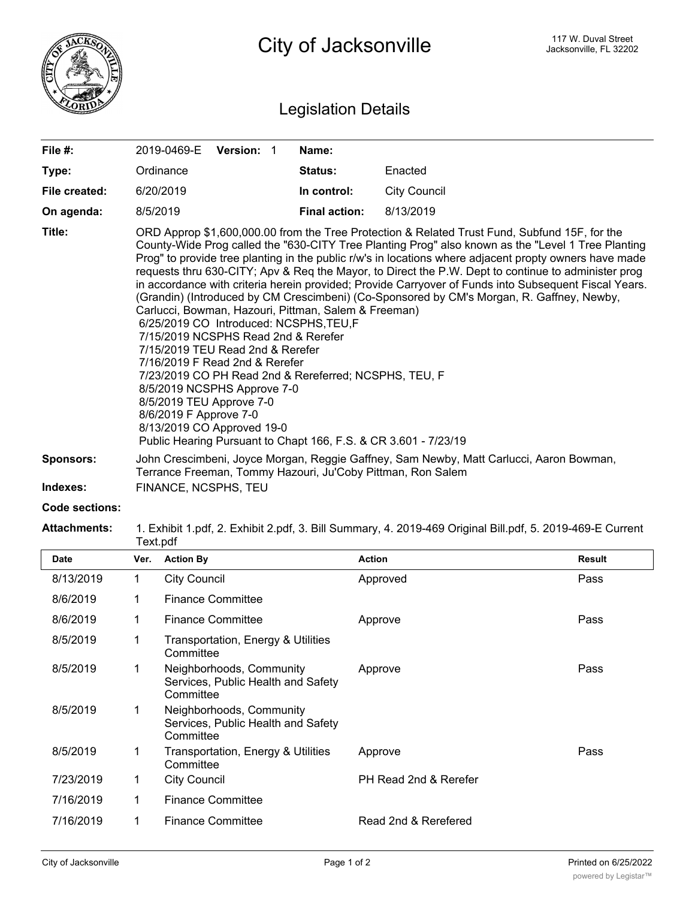# City of Jacksonville

117 W. Duval Street
Jacksonville, FL 32202

## Legislation Details

| | | | |
|---|---|---|---|
| **File #:** | 2019-0469-E **Version:** 1 | **Name:** | |
| **Type:** | Ordinance | **Status:** | Enacted |
| **File created:** | 6/20/2019 | **In control:** | City Council |
| **On agenda:** | 8/5/2019 | **Final action:** | 8/13/2019 |

**Title:** ORD Approp $1,600,000.00 from the Tree Protection & Related Trust Fund, Subfund 15F, for the County-Wide Prog called the "630-CITY Tree Planting Prog" also known as the "Level 1 Tree Planting Prog" to provide tree planting in the public r/w's in locations where adjacent propty owners have made requests thru 630-CITY; Apv & Req the Mayor, to Direct the P.W. Dept to continue to administer prog in accordance with criteria herein provided; Provide Carryover of Funds into Subsequent Fiscal Years. (Grandin) (Introduced by CM Crescimbeni) (Co-Sponsored by CM's Morgan, R. Gaffney, Newby, Carlucci, Bowman, Hazouri, Pittman, Salem & Freeman)
6/25/2019 CO Introduced: NCSPHS,TEU,F
7/15/2019 NCSPHS Read 2nd & Rerefer
7/15/2019 TEU Read 2nd & Rerefer
7/16/2019 F Read 2nd & Rerefer
7/23/2019 CO PH Read 2nd & Rereferred; NCSPHS, TEU, F
8/5/2019 NCSPHS Approve 7-0
8/5/2019 TEU Approve 7-0
8/6/2019 F Approve 7-0
8/13/2019 CO Approved 19-0
Public Hearing Pursuant to Chapt 166, F.S. & CR 3.601 - 7/23/19

**Sponsors:** John Crescimbeni, Joyce Morgan, Reggie Gaffney, Sam Newby, Matt Carlucci, Aaron Bowman, Terrance Freeman, Tommy Hazouri, Ju'Coby Pittman, Ron Salem

**Indexes:** FINANCE, NCSPHS, TEU

**Code sections:**

**Attachments:** 1. Exhibit 1.pdf, 2. Exhibit 2.pdf, 3. Bill Summary, 4. 2019-469 Original Bill.pdf, 5. 2019-469-E Current Text.pdf

| Date | Ver. | Action By | Action | Result |
|---|---|---|---|---|
| 8/13/2019 | 1 | City Council | Approved | Pass |
| 8/6/2019 | 1 | Finance Committee | | |
| 8/6/2019 | 1 | Finance Committee | Approve | Pass |
| 8/5/2019 | 1 | Transportation, Energy & Utilities Committee | | |
| 8/5/2019 | 1 | Neighborhoods, Community Services, Public Health and Safety Committee | Approve | Pass |
| 8/5/2019 | 1 | Neighborhoods, Community Services, Public Health and Safety Committee | | |
| 8/5/2019 | 1 | Transportation, Energy & Utilities Committee | Approve | Pass |
| 7/23/2019 | 1 | City Council | PH Read 2nd & Rerefer | |
| 7/16/2019 | 1 | Finance Committee | | |
| 7/16/2019 | 1 | Finance Committee | Read 2nd & Rerefered | |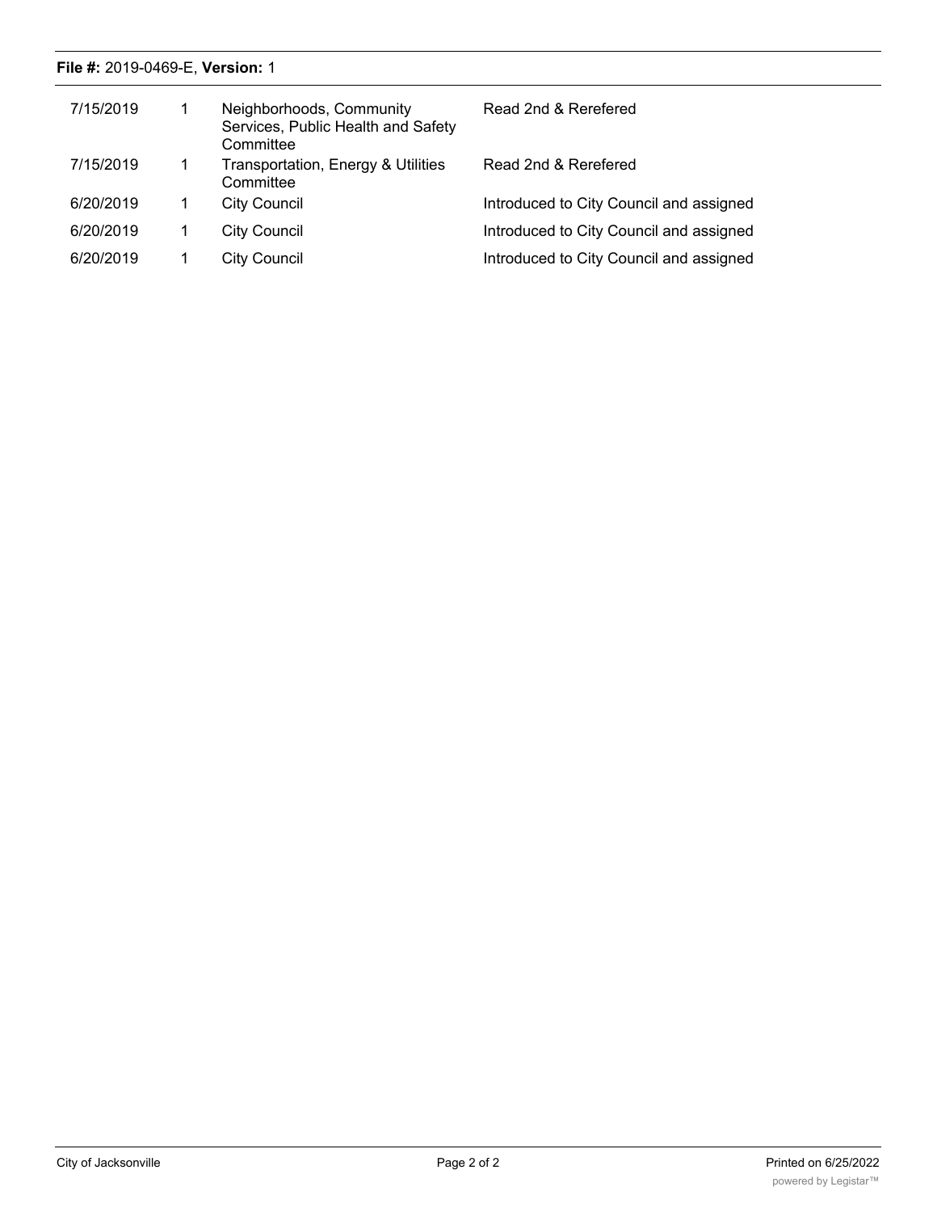**File #:** 2019-0469-E, **Version:** 1

| | | | |
|---|---|---|---|
| 7/15/2019 | 1 | Neighborhoods, Community Services, Public Health and Safety Committee | Read 2nd & Rerefered |
| 7/15/2019 | 1 | Transportation, Energy & Utilities Committee | Read 2nd & Rerefered |
| 6/20/2019 | 1 | City Council | Introduced to City Council and assigned |
| 6/20/2019 | 1 | City Council | Introduced to City Council and assigned |
| 6/20/2019 | 1 | City Council | Introduced to City Council and assigned |